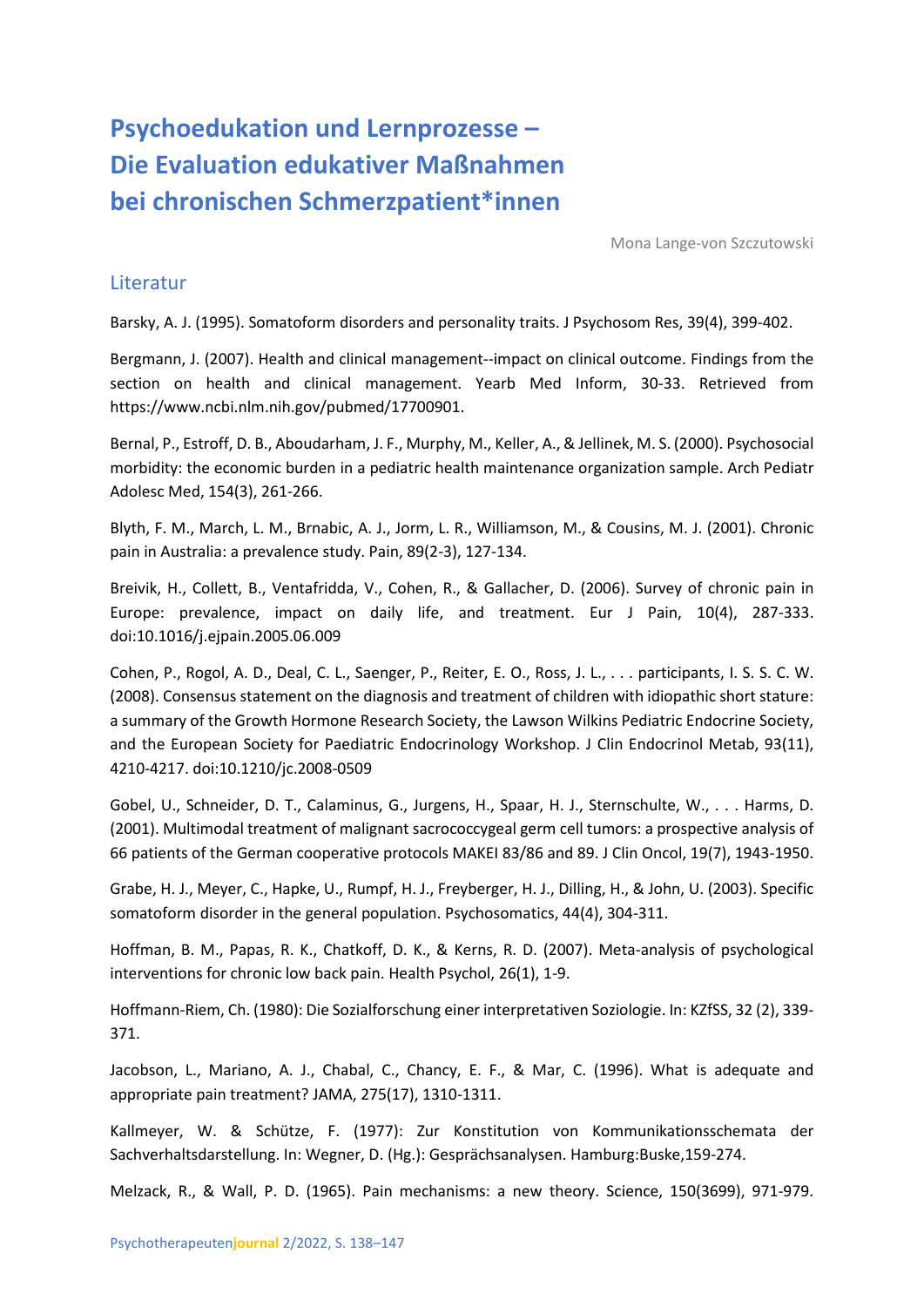# Psychoedukation und Lernprozesse – Die Evaluation edukativer Maßnahmen bei chronischen Schmerzpatient*innen

Mona Lange-von Szczutowski

## Literatur

Barsky, A. J. (1995). Somatoform disorders and personality traits. J Psychosom Res, 39(4), 399-402.

Bergmann, J. (2007). Health and clinical management--impact on clinical outcome. Findings from the section on health and clinical management. Yearb Med Inform, 30-33. Retrieved from https://www.ncbi.nlm.nih.gov/pubmed/17700901.

Bernal, P., Estroff, D. B., Aboudarham, J. F., Murphy, M., Keller, A., & Jellinek, M. S. (2000). Psychosocial morbidity: the economic burden in a pediatric health maintenance organization sample. Arch Pediatr Adolesc Med, 154(3), 261-266.

Blyth, F. M., March, L. M., Brnabic, A. J., Jorm, L. R., Williamson, M., & Cousins, M. J. (2001). Chronic pain in Australia: a prevalence study. Pain, 89(2-3), 127-134.

Breivik, H., Collett, B., Ventafridda, V., Cohen, R., & Gallacher, D. (2006). Survey of chronic pain in Europe: prevalence, impact on daily life, and treatment. Eur J Pain, 10(4), 287-333. doi:10.1016/j.ejpain.2005.06.009

Cohen, P., Rogol, A. D., Deal, C. L., Saenger, P., Reiter, E. O., Ross, J. L., . . . participants, I. S. S. C. W. (2008). Consensus statement on the diagnosis and treatment of children with idiopathic short stature: a summary of the Growth Hormone Research Society, the Lawson Wilkins Pediatric Endocrine Society, and the European Society for Paediatric Endocrinology Workshop. J Clin Endocrinol Metab, 93(11), 4210-4217. doi:10.1210/jc.2008-0509

Gobel, U., Schneider, D. T., Calaminus, G., Jurgens, H., Spaar, H. J., Sternschulte, W., . . . Harms, D. (2001). Multimodal treatment of malignant sacrococcygeal germ cell tumors: a prospective analysis of 66 patients of the German cooperative protocols MAKEI 83/86 and 89. J Clin Oncol, 19(7), 1943-1950.

Grabe, H. J., Meyer, C., Hapke, U., Rumpf, H. J., Freyberger, H. J., Dilling, H., & John, U. (2003). Specific somatoform disorder in the general population. Psychosomatics, 44(4), 304-311.

Hoffman, B. M., Papas, R. K., Chatkoff, D. K., & Kerns, R. D. (2007). Meta-analysis of psychological interventions for chronic low back pain. Health Psychol, 26(1), 1-9.

Hoffmann-Riem, Ch. (1980): Die Sozialforschung einer interpretativen Soziologie. In: KZfSS, 32 (2), 339-371.

Jacobson, L., Mariano, A. J., Chabal, C., Chancy, E. F., & Mar, C. (1996). What is adequate and appropriate pain treatment? JAMA, 275(17), 1310-1311.

Kallmeyer, W. & Schütze, F. (1977): Zur Konstitution von Kommunikationsschemata der Sachverhaltsdarstellung. In: Wegner, D. (Hg.): Gesprächsanalysen. Hamburg:Buske,159-274.

Melzack, R., & Wall, P. D. (1965). Pain mechanisms: a new theory. Science, 150(3699), 971-979.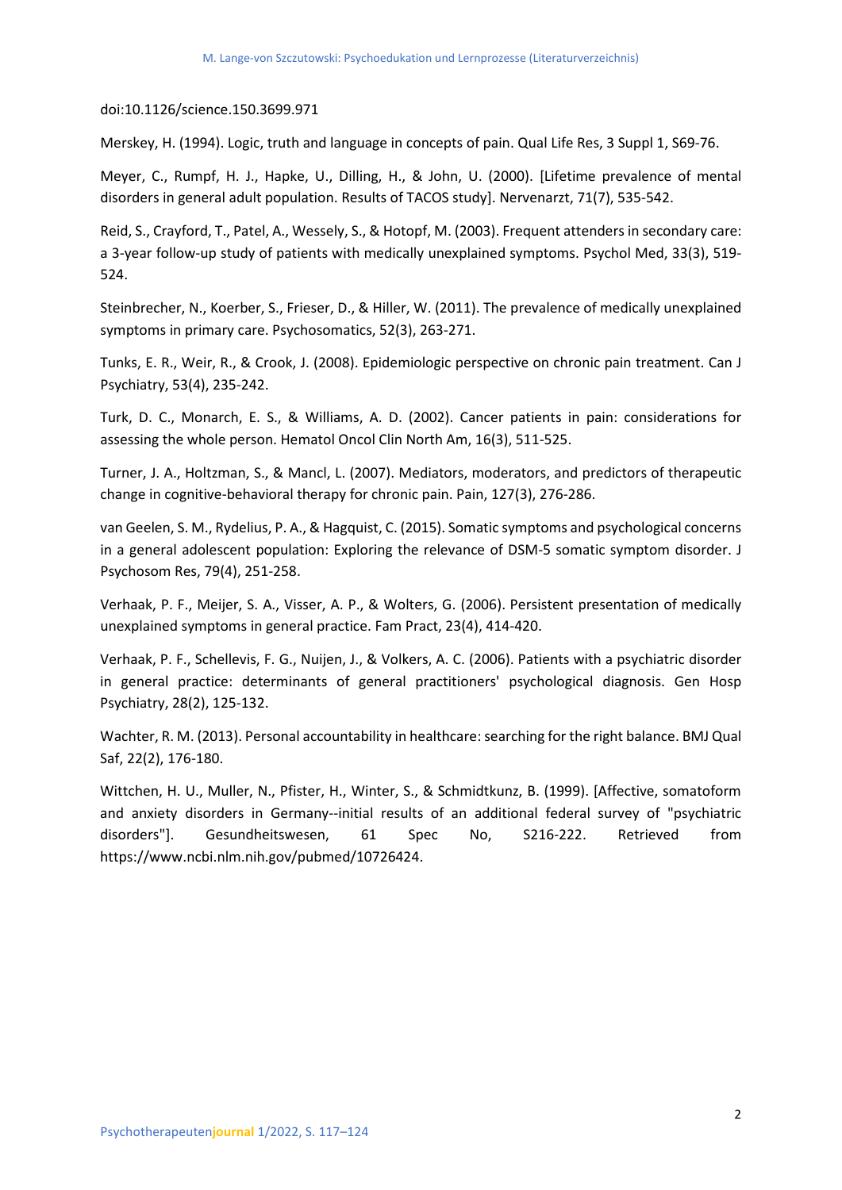doi:10.1126/science.150.3699.971

Merskey, H. (1994). Logic, truth and language in concepts of pain. Qual Life Res, 3 Suppl 1, S69-76.

Meyer, C., Rumpf, H. J., Hapke, U., Dilling, H., & John, U. (2000). [Lifetime prevalence of mental disorders in general adult population. Results of TACOS study]. Nervenarzt, 71(7), 535-542.

Reid, S., Crayford, T., Patel, A., Wessely, S., & Hotopf, M. (2003). Frequent attenders in secondary care: a 3-year follow-up study of patients with medically unexplained symptoms. Psychol Med, 33(3), 519-524.

Steinbrecher, N., Koerber, S., Frieser, D., & Hiller, W. (2011). The prevalence of medically unexplained symptoms in primary care. Psychosomatics, 52(3), 263-271.

Tunks, E. R., Weir, R., & Crook, J. (2008). Epidemiologic perspective on chronic pain treatment. Can J Psychiatry, 53(4), 235-242.

Turk, D. C., Monarch, E. S., & Williams, A. D. (2002). Cancer patients in pain: considerations for assessing the whole person. Hematol Oncol Clin North Am, 16(3), 511-525.

Turner, J. A., Holtzman, S., & Mancl, L. (2007). Mediators, moderators, and predictors of therapeutic change in cognitive-behavioral therapy for chronic pain. Pain, 127(3), 276-286.

van Geelen, S. M., Rydelius, P. A., & Hagquist, C. (2015). Somatic symptoms and psychological concerns in a general adolescent population: Exploring the relevance of DSM-5 somatic symptom disorder. J Psychosom Res, 79(4), 251-258.

Verhaak, P. F., Meijer, S. A., Visser, A. P., & Wolters, G. (2006). Persistent presentation of medically unexplained symptoms in general practice. Fam Pract, 23(4), 414-420.

Verhaak, P. F., Schellevis, F. G., Nuijen, J., & Volkers, A. C. (2006). Patients with a psychiatric disorder in general practice: determinants of general practitioners' psychological diagnosis. Gen Hosp Psychiatry, 28(2), 125-132.

Wachter, R. M. (2013). Personal accountability in healthcare: searching for the right balance. BMJ Qual Saf, 22(2), 176-180.

Wittchen, H. U., Muller, N., Pfister, H., Winter, S., & Schmidtkunz, B. (1999). [Affective, somatoform and anxiety disorders in Germany--initial results of an additional federal survey of "psychiatric disorders"]. Gesundheitswesen, 61 Spec No, S216-222. Retrieved from https://www.ncbi.nlm.nih.gov/pubmed/10726424.